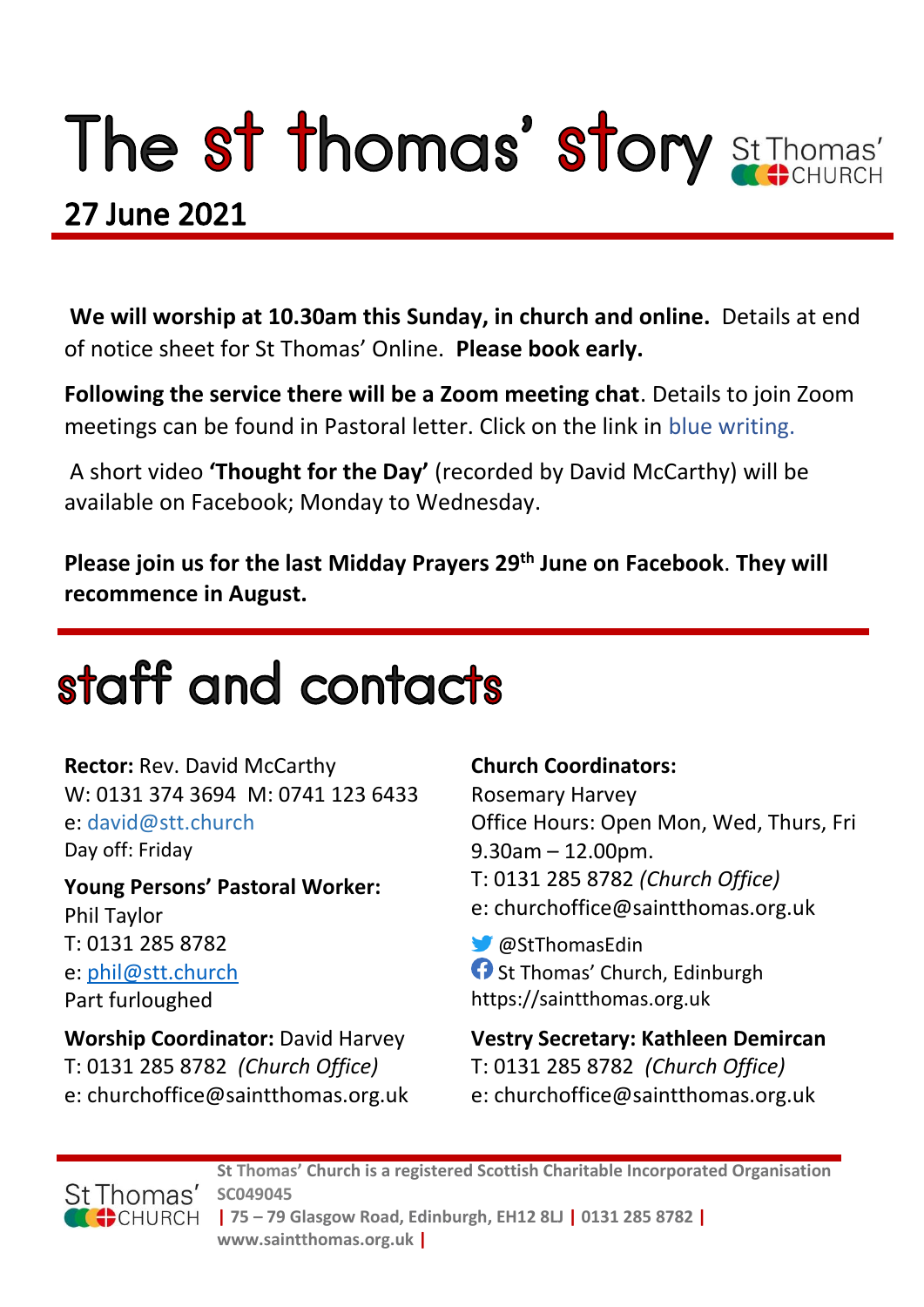# The st thomas' story

St Thomas' CHURCH

## 27 June 2021

**We will worship at 10.30am this Sunday, in church and online.** Details at end of notice sheet for St Thomas' Online. **Please book early.**

**Following the service there will be a Zoom meeting chat**. Details to join Zoom meetings can be found in Pastoral letter. Click on the link in blue writing.

A short video **'Thought for the Day'** (recorded by David McCarthy) will be available on Facebook; Monday to Wednesday.

**Please join us for the last Midday Prayers 29th June on Facebook**. **They will recommence in August.**

# staff and contacts

**Rector:** Rev. David McCarthy
W: 0131 374 3694 M: 0741 123 6433
e: david@stt.church
Day off: Friday

**Young Persons' Pastoral Worker:**
Phil Taylor
T: 0131 285 8782
e: phil@stt.church
Part furloughed

**Worship Coordinator:** David Harvey
T: 0131 285 8782 *(Church Office)*
e: churchoffice@saintthomas.org.uk

**Church Coordinators:**
Rosemary Harvey
Office Hours: Open Mon, Wed, Thurs, Fri
9.30am – 12.00pm.
T: 0131 285 8782 *(Church Office)*
e: churchoffice@saintthomas.org.uk

@StThomasEdin
St Thomas' Church, Edinburgh
https://saintthomas.org.uk

**Vestry Secretary: Kathleen Demircan**
T: 0131 285 8782 *(Church Office)*
e: churchoffice@saintthomas.org.uk

St Thomas' Church is a registered Scottish Charitable Incorporated Organisation SC049045 | 75 – 79 Glasgow Road, Edinburgh, EH12 8LJ | 0131 285 8782 | www.saintthomas.org.uk |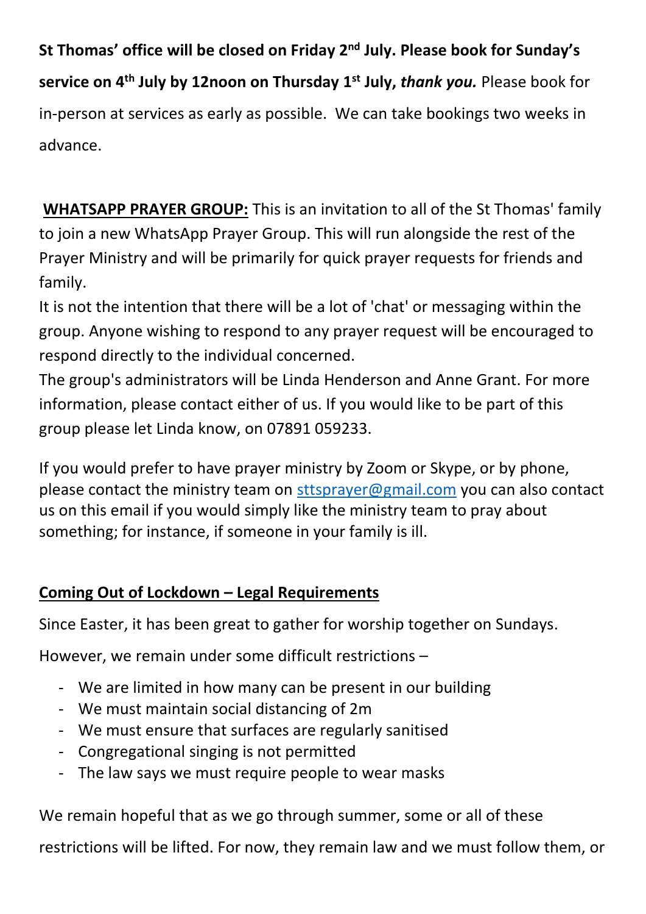**St Thomas' office will be closed on Friday 2nd July. Please book for Sunday's service on 4th July by 12noon on Thursday 1st July, *thank you.*** Please book for in-person at services as early as possible. We can take bookings two weeks in advance.

**WHATSAPP PRAYER GROUP:** This is an invitation to all of the St Thomas' family to join a new WhatsApp Prayer Group. This will run alongside the rest of the Prayer Ministry and will be primarily for quick prayer requests for friends and family.

It is not the intention that there will be a lot of 'chat' or messaging within the group. Anyone wishing to respond to any prayer request will be encouraged to respond directly to the individual concerned.

The group's administrators will be Linda Henderson and Anne Grant. For more information, please contact either of us. If you would like to be part of this group please let Linda know, on 07891 059233.

If you would prefer to have prayer ministry by Zoom or Skype, or by phone, please contact the ministry team on sttsprayer@gmail.com you can also contact us on this email if you would simply like the ministry team to pray about something; for instance, if someone in your family is ill.

**Coming Out of Lockdown – Legal Requirements**

Since Easter, it has been great to gather for worship together on Sundays.

However, we remain under some difficult restrictions –

- We are limited in how many can be present in our building
- We must maintain social distancing of 2m
- We must ensure that surfaces are regularly sanitised
- Congregational singing is not permitted
- The law says we must require people to wear masks

We remain hopeful that as we go through summer, some or all of these restrictions will be lifted. For now, they remain law and we must follow them, or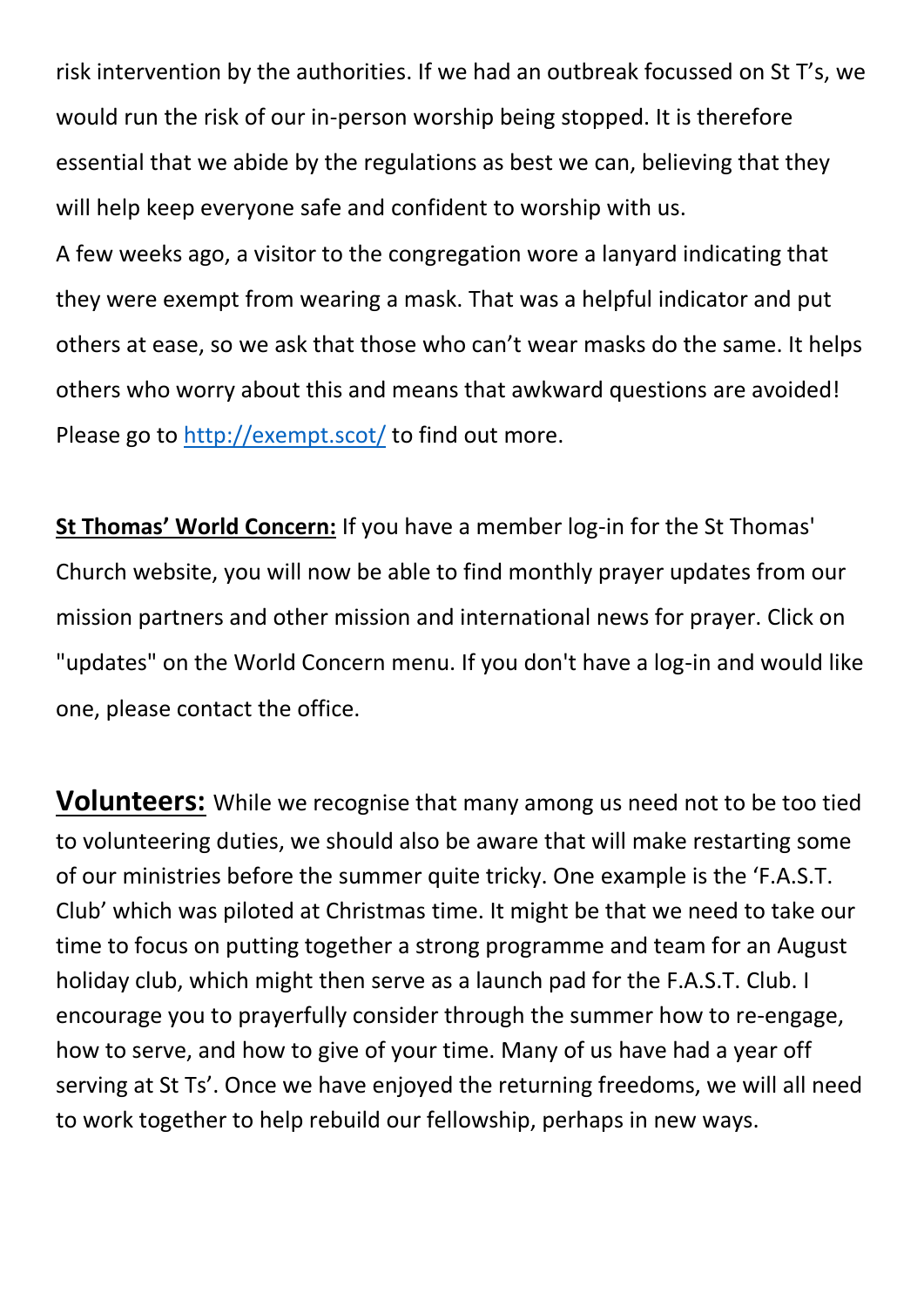risk intervention by the authorities. If we had an outbreak focussed on St T's, we would run the risk of our in-person worship being stopped. It is therefore essential that we abide by the regulations as best we can, believing that they will help keep everyone safe and confident to worship with us.
A few weeks ago, a visitor to the congregation wore a lanyard indicating that they were exempt from wearing a mask. That was a helpful indicator and put others at ease, so we ask that those who can't wear masks do the same. It helps others who worry about this and means that awkward questions are avoided! Please go to [http://exempt.scot/](http://exempt.scot/) to find out more.

**St Thomas' World Concern:** If you have a member log-in for the St Thomas' Church website, you will now be able to find monthly prayer updates from our mission partners and other mission and international news for prayer. Click on "updates" on the World Concern menu. If you don't have a log-in and would like one, please contact the office.

**Volunteers:** While we recognise that many among us need not to be too tied to volunteering duties, we should also be aware that will make restarting some of our ministries before the summer quite tricky. One example is the 'F.A.S.T. Club' which was piloted at Christmas time. It might be that we need to take our time to focus on putting together a strong programme and team for an August holiday club, which might then serve as a launch pad for the F.A.S.T. Club. I encourage you to prayerfully consider through the summer how to re-engage, how to serve, and how to give of your time. Many of us have had a year off serving at St Ts'. Once we have enjoyed the returning freedoms, we will all need to work together to help rebuild our fellowship, perhaps in new ways.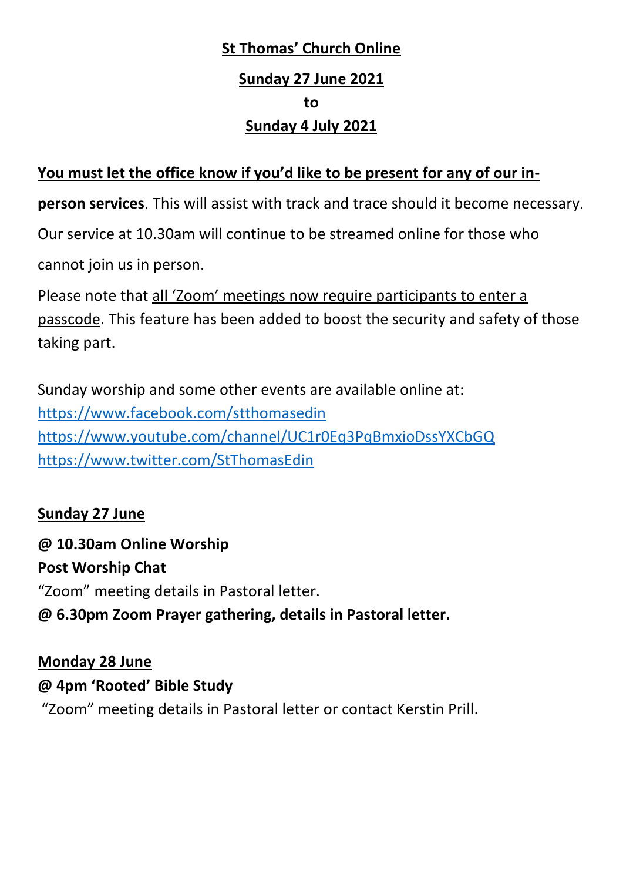**St Thomas' Church Online**

**Sunday 27 June 2021**

**to**

**Sunday 4 July 2021**

**You must let the office know if you'd like to be present for any of our in-person services**. This will assist with track and trace should it become necessary. Our service at 10.30am will continue to be streamed online for those who cannot join us in person.

Please note that all 'Zoom' meetings now require participants to enter a passcode. This feature has been added to boost the security and safety of those taking part.

Sunday worship and some other events are available online at:
https://www.facebook.com/stthomasedin
https://www.youtube.com/channel/UC1r0Eq3PqBmxioDssYXCbGQ
https://www.twitter.com/StThomasEdin

**Sunday 27 June**

**@ 10.30am Online Worship**
**Post Worship Chat**
"Zoom" meeting details in Pastoral letter.
**@ 6.30pm Zoom Prayer gathering, details in Pastoral letter.**

**Monday 28 June**

**@ 4pm 'Rooted' Bible Study**
"Zoom" meeting details in Pastoral letter or contact Kerstin Prill.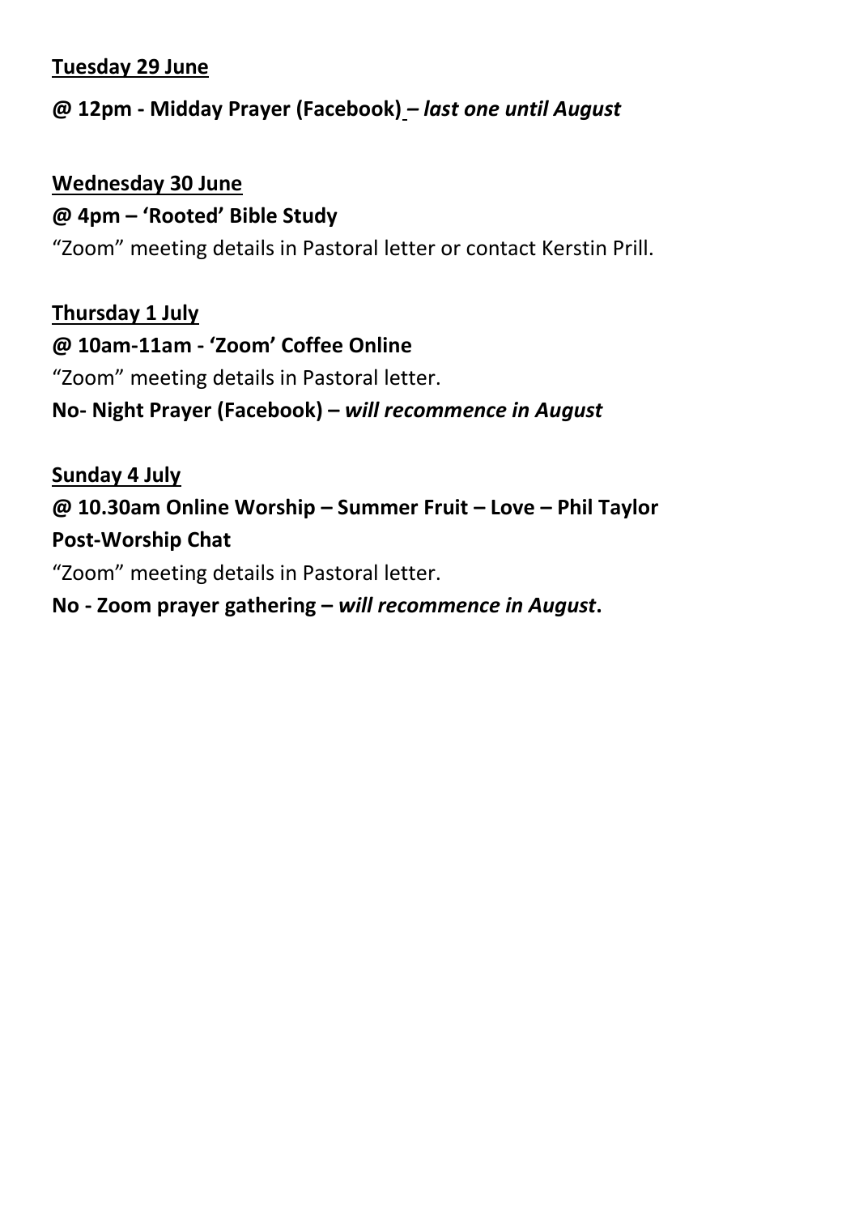**<u>Tuesday 29 June</u>**

**@ 12pm - Midday Prayer (Facebook) –** ***last one until August***

**<u>Wednesday 30 June</u>**

**@ 4pm – 'Rooted' Bible Study**

"Zoom" meeting details in Pastoral letter or contact Kerstin Prill.

**<u>Thursday 1 July</u>**

**@ 10am-11am - 'Zoom' Coffee Online**

"Zoom" meeting details in Pastoral letter.

**No- Night Prayer (Facebook) –** ***will recommence in August***

**<u>Sunday 4 July</u>**

**@ 10.30am Online Worship – Summer Fruit – Love – Phil Taylor**

**Post-Worship Chat**

"Zoom" meeting details in Pastoral letter.

**No - Zoom prayer gathering –** ***will recommence in August*****.**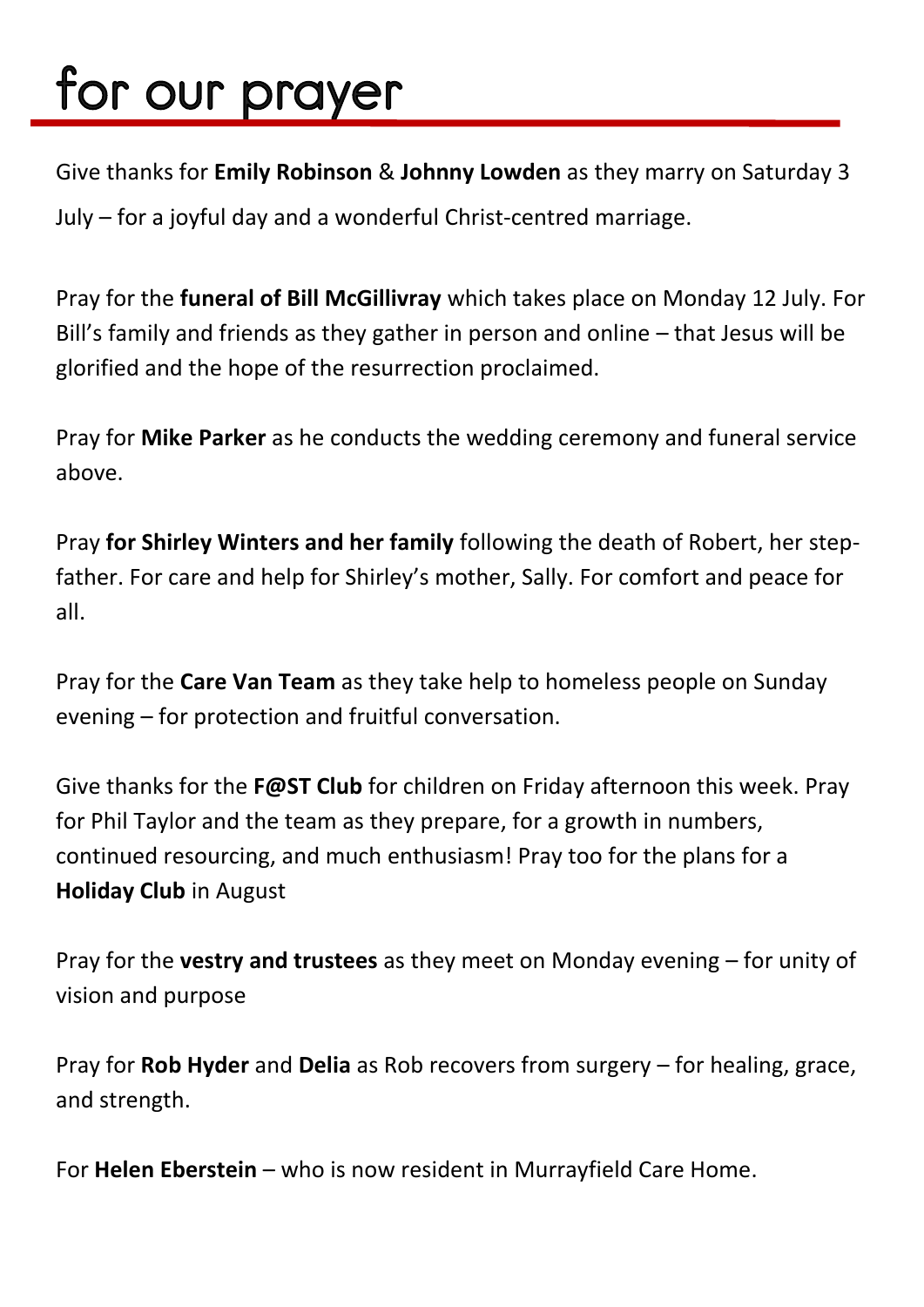# for our prayer

Give thanks for **Emily Robinson** & **Johnny Lowden** as they marry on Saturday 3 July – for a joyful day and a wonderful Christ-centred marriage.

Pray for the **funeral of Bill McGillivray** which takes place on Monday 12 July. For Bill's family and friends as they gather in person and online – that Jesus will be glorified and the hope of the resurrection proclaimed.

Pray for **Mike Parker** as he conducts the wedding ceremony and funeral service above.

Pray **for Shirley Winters and her family** following the death of Robert, her step-father. For care and help for Shirley's mother, Sally. For comfort and peace for all.

Pray for the **Care Van Team** as they take help to homeless people on Sunday evening – for protection and fruitful conversation.

Give thanks for the **F@ST Club** for children on Friday afternoon this week. Pray for Phil Taylor and the team as they prepare, for a growth in numbers, continued resourcing, and much enthusiasm! Pray too for the plans for a **Holiday Club** in August

Pray for the **vestry and trustees** as they meet on Monday evening – for unity of vision and purpose

Pray for **Rob Hyder** and **Delia** as Rob recovers from surgery – for healing, grace, and strength.

For **Helen Eberstein** – who is now resident in Murrayfield Care Home.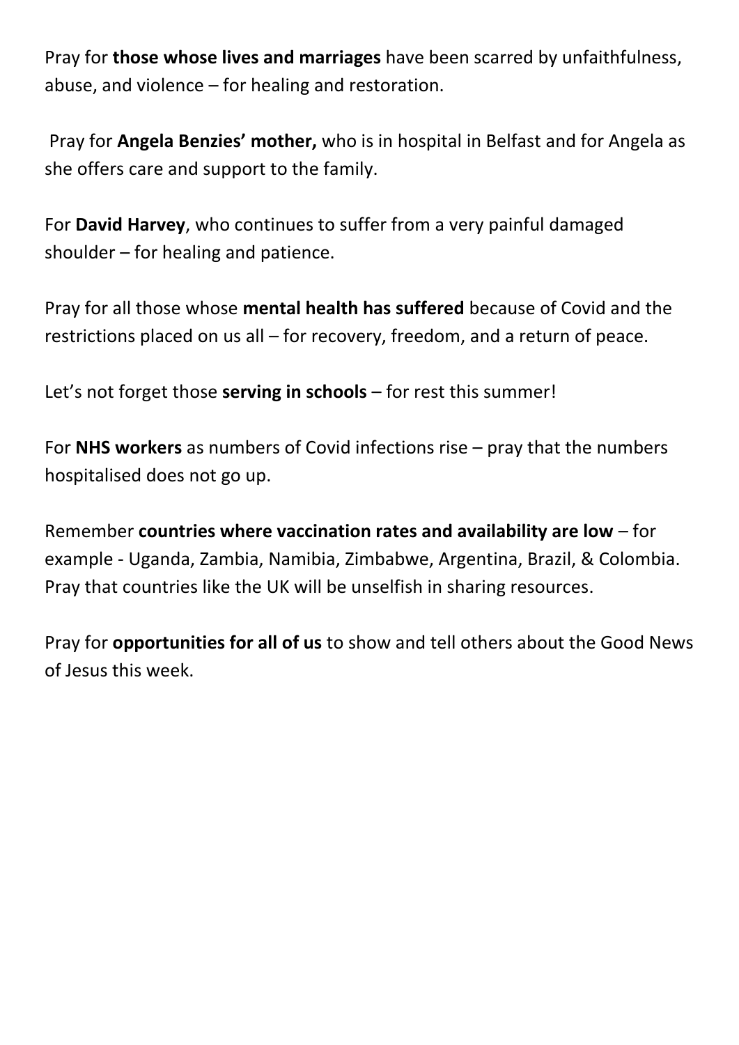Pray for **those whose lives and marriages** have been scarred by unfaithfulness, abuse, and violence – for healing and restoration.

Pray for **Angela Benzies' mother,** who is in hospital in Belfast and for Angela as she offers care and support to the family.

For **David Harvey**, who continues to suffer from a very painful damaged shoulder – for healing and patience.

Pray for all those whose **mental health has suffered** because of Covid and the restrictions placed on us all – for recovery, freedom, and a return of peace.

Let's not forget those **serving in schools** – for rest this summer!

For **NHS workers** as numbers of Covid infections rise – pray that the numbers hospitalised does not go up.

Remember **countries where vaccination rates and availability are low** – for example - Uganda, Zambia, Namibia, Zimbabwe, Argentina, Brazil, & Colombia. Pray that countries like the UK will be unselfish in sharing resources.

Pray for **opportunities for all of us** to show and tell others about the Good News of Jesus this week.